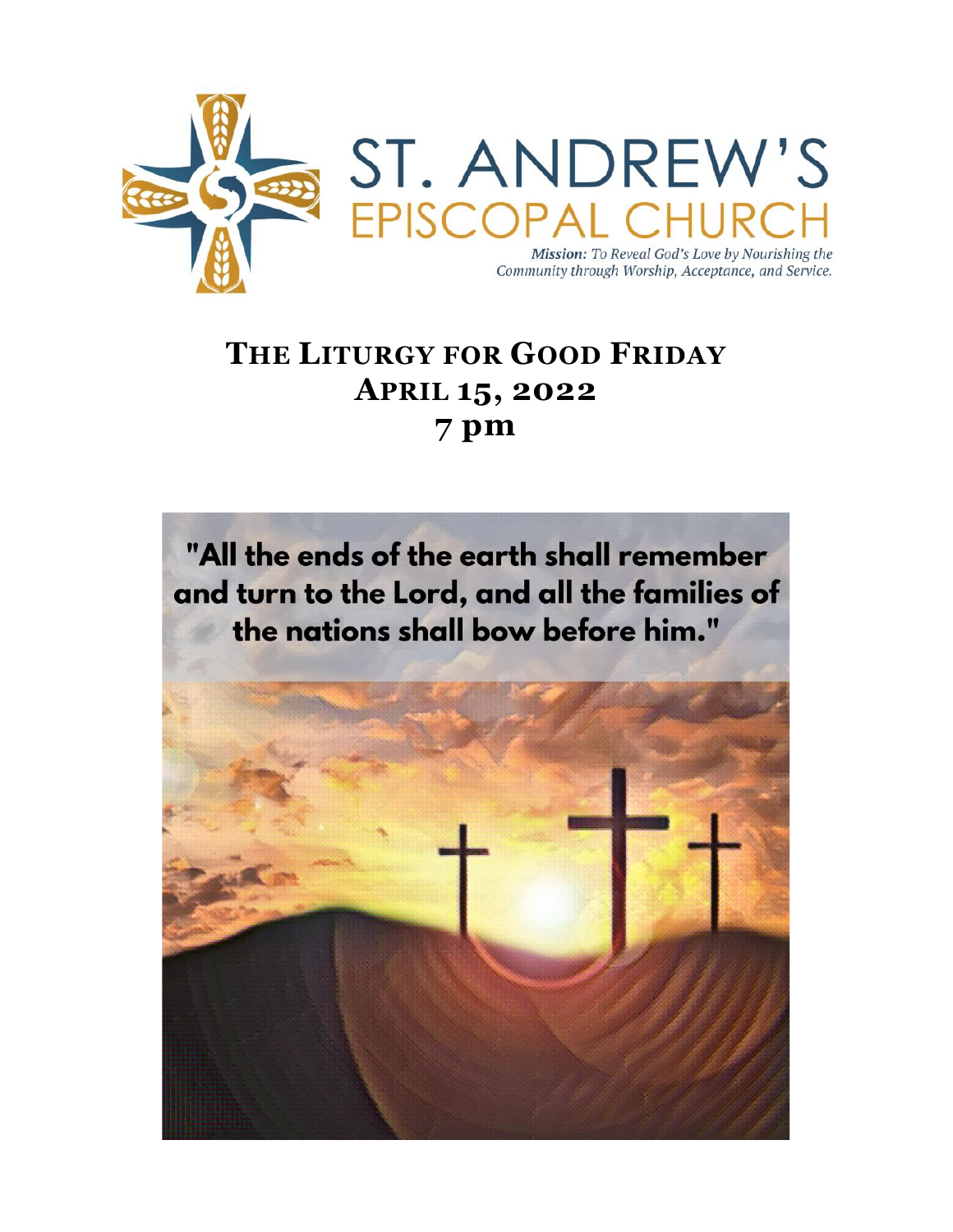# ST. ANDREW'S EPISCOPAL CHURCH

***Mission:*** *To Reveal God's Love by Nourishing the Community through Worship, Acceptance, and Service.*

## THE LITURGY FOR GOOD FRIDAY
## APRIL 15, 2022
## 7 pm

"All the ends of the earth shall remember and turn to the Lord, and all the families of the nations shall bow before him."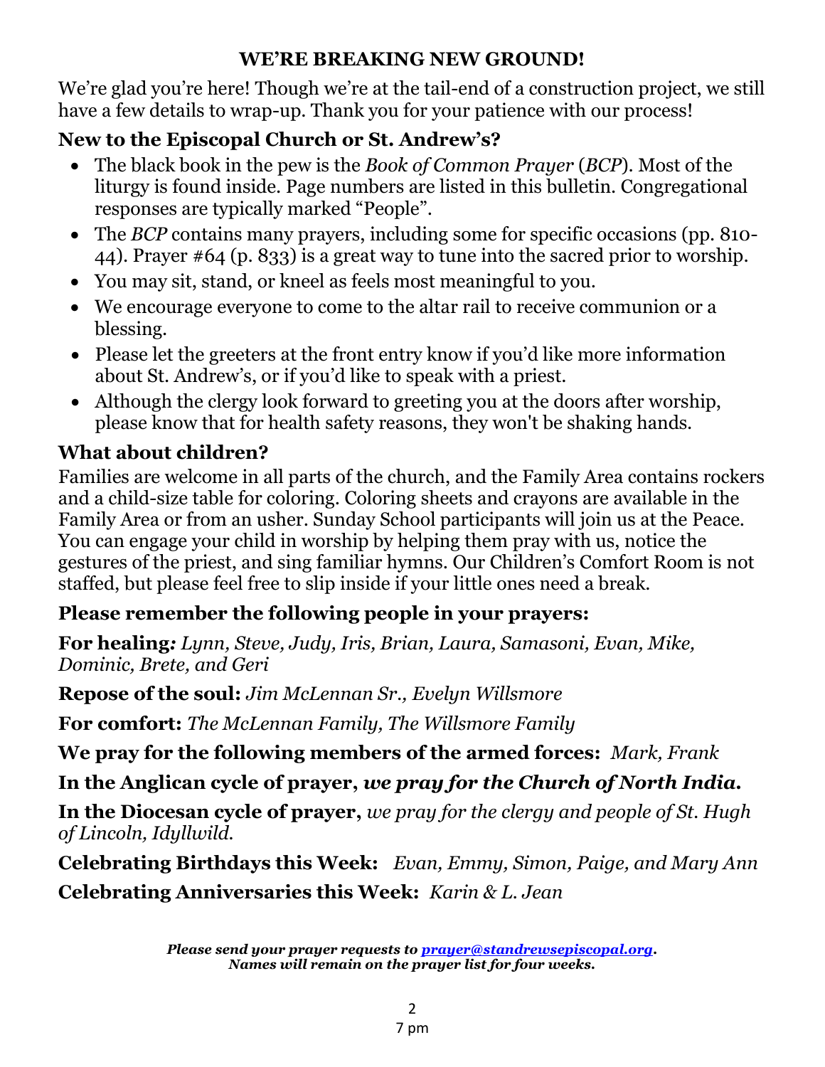## WE'RE BREAKING NEW GROUND!

We're glad you're here! Though we're at the tail-end of a construction project, we still have a few details to wrap-up. Thank you for your patience with our process!

### New to the Episcopal Church or St. Andrew's?

- The black book in the pew is the *Book of Common Prayer* (*BCP*). Most of the liturgy is found inside. Page numbers are listed in this bulletin. Congregational responses are typically marked "People".
- The *BCP* contains many prayers, including some for specific occasions (pp. 810-44). Prayer #64 (p. 833) is a great way to tune into the sacred prior to worship.
- You may sit, stand, or kneel as feels most meaningful to you.
- We encourage everyone to come to the altar rail to receive communion or a blessing.
- Please let the greeters at the front entry know if you'd like more information about St. Andrew's, or if you'd like to speak with a priest.
- Although the clergy look forward to greeting you at the doors after worship, please know that for health safety reasons, they won't be shaking hands.

### What about children?

Families are welcome in all parts of the church, and the Family Area contains rockers and a child-size table for coloring. Coloring sheets and crayons are available in the Family Area or from an usher. Sunday School participants will join us at the Peace. You can engage your child in worship by helping them pray with us, notice the gestures of the priest, and sing familiar hymns. Our Children's Comfort Room is not staffed, but please feel free to slip inside if your little ones need a break.

### Please remember the following people in your prayers:

**For healing:** *Lynn, Steve, Judy, Iris, Brian, Laura, Samasoni, Evan, Mike, Dominic, Brete, and Geri*

**Repose of the soul:** *Jim McLennan Sr., Evelyn Willsmore*

**For comfort:** *The McLennan Family, The Willsmore Family*

**We pray for the following members of the armed forces:** *Mark, Frank*

**In the Anglican cycle of prayer,** ***we pray for the Church of North India.***

**In the Diocesan cycle of prayer,** *we pray for the clergy and people of St. Hugh of Lincoln, Idyllwild.*

**Celebrating Birthdays this Week:** *Evan, Emmy, Simon, Paige, and Mary Ann*

**Celebrating Anniversaries this Week:** *Karin & L. Jean*

***Please send your prayer requests to [prayer@standrewsepiscopal.org](mailto:prayer@standrewsepiscopal.org).***
***Names will remain on the prayer list for four weeks.***

7 pm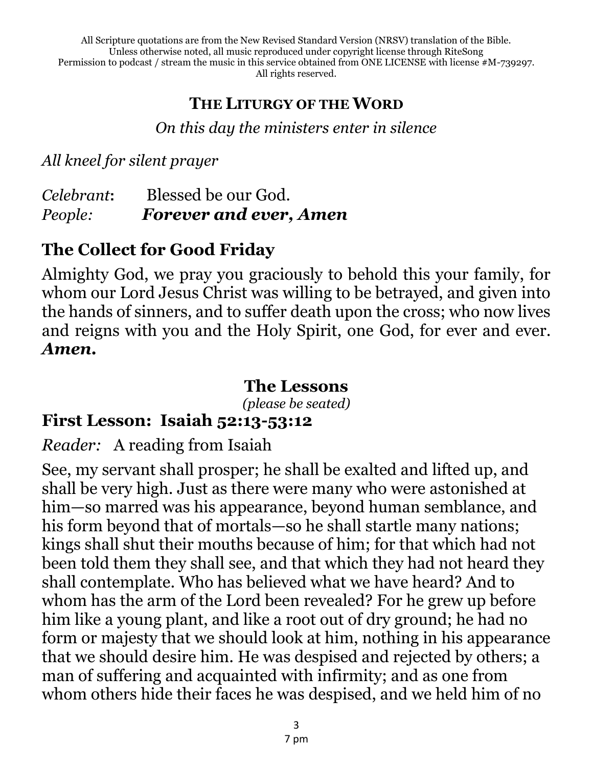All Scripture quotations are from the New Revised Standard Version (NRSV) translation of the Bible.
Unless otherwise noted, all music reproduced under copyright license through RiteSong
Permission to podcast / stream the music in this service obtained from ONE LICENSE with license #M-739297.
All rights reserved.

## The Liturgy of the Word

*On this day the ministers enter in silence*

*All kneel for silent prayer*

*Celebrant*: Blessed be our God.
*People:* ***Forever and ever, Amen***

## The Collect for Good Friday

Almighty God, we pray you graciously to behold this your family, for whom our Lord Jesus Christ was willing to be betrayed, and given into the hands of sinners, and to suffer death upon the cross; who now lives and reigns with you and the Holy Spirit, one God, for ever and ever. ***Amen.***

## The Lessons

*(please be seated)*

## First Lesson: Isaiah 52:13-53:12

*Reader:* A reading from Isaiah

See, my servant shall prosper; he shall be exalted and lifted up, and shall be very high. Just as there were many who were astonished at him—so marred was his appearance, beyond human semblance, and his form beyond that of mortals—so he shall startle many nations; kings shall shut their mouths because of him; for that which had not been told them they shall see, and that which they had not heard they shall contemplate. Who has believed what we have heard? And to whom has the arm of the Lord been revealed? For he grew up before him like a young plant, and like a root out of dry ground; he had no form or majesty that we should look at him, nothing in his appearance that we should desire him. He was despised and rejected by others; a man of suffering and acquainted with infirmity; and as one from whom others hide their faces he was despised, and we held him of no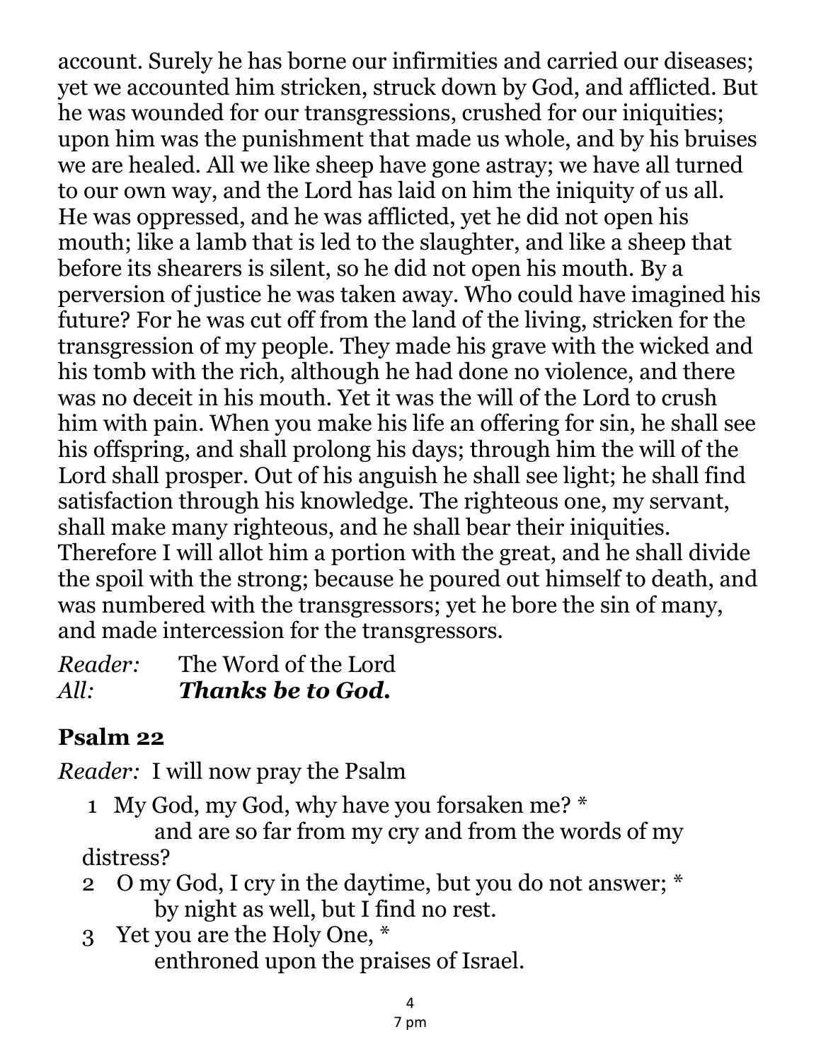account. Surely he has borne our infirmities and carried our diseases; yet we accounted him stricken, struck down by God, and afflicted. But he was wounded for our transgressions, crushed for our iniquities; upon him was the punishment that made us whole, and by his bruises we are healed. All we like sheep have gone astray; we have all turned to our own way, and the Lord has laid on him the iniquity of us all. He was oppressed, and he was afflicted, yet he did not open his mouth; like a lamb that is led to the slaughter, and like a sheep that before its shearers is silent, so he did not open his mouth. By a perversion of justice he was taken away. Who could have imagined his future? For he was cut off from the land of the living, stricken for the transgression of my people. They made his grave with the wicked and his tomb with the rich, although he had done no violence, and there was no deceit in his mouth. Yet it was the will of the Lord to crush him with pain. When you make his life an offering for sin, he shall see his offspring, and shall prolong his days; through him the will of the Lord shall prosper. Out of his anguish he shall see light; he shall find satisfaction through his knowledge. The righteous one, my servant, shall make many righteous, and he shall bear their iniquities. Therefore I will allot him a portion with the great, and he shall divide the spoil with the strong; because he poured out himself to death, and was numbered with the transgressors; yet he bore the sin of many, and made intercession for the transgressors.

*Reader:* The Word of the Lord
*All:* ***Thanks be to God.***

## Psalm 22

*Reader:* I will now pray the Psalm

1 My God, my God, why have you forsaken me? *
    and are so far from my cry and from the words of my distress?

2 O my God, I cry in the daytime, but you do not answer; *
    by night as well, but I find no rest.

3 Yet you are the Holy One, *
    enthroned upon the praises of Israel.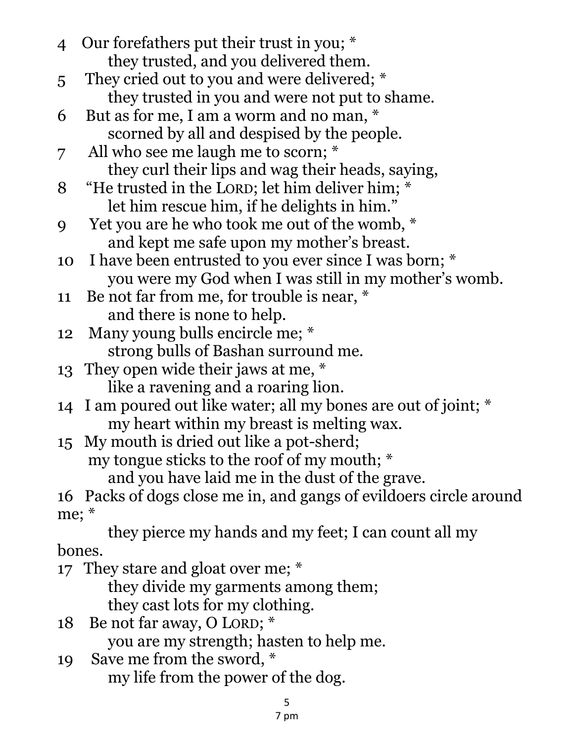4 Our forefathers put their trust in you; *
    they trusted, and you delivered them.

5 They cried out to you and were delivered; *
    they trusted in you and were not put to shame.

6 But as for me, I am a worm and no man, *
    scorned by all and despised by the people.

7 All who see me laugh me to scorn; *
    they curl their lips and wag their heads, saying,

8 "He trusted in the LORD; let him deliver him; *
    let him rescue him, if he delights in him."

9 Yet you are he who took me out of the womb, *
    and kept me safe upon my mother's breast.

10 I have been entrusted to you ever since I was born; *
    you were my God when I was still in my mother's womb.

11 Be not far from me, for trouble is near, *
    and there is none to help.

12 Many young bulls encircle me; *
    strong bulls of Bashan surround me.

13 They open wide their jaws at me, *
    like a ravening and a roaring lion.

14 I am poured out like water; all my bones are out of joint; *
    my heart within my breast is melting wax.

15 My mouth is dried out like a pot-sherd;
  my tongue sticks to the roof of my mouth; *
    and you have laid me in the dust of the grave.

16 Packs of dogs close me in, and gangs of evildoers circle around me; *
    they pierce my hands and my feet; I can count all my bones.

17 They stare and gloat over me; *
    they divide my garments among them;
    they cast lots for my clothing.

18 Be not far away, O LORD; *
    you are my strength; hasten to help me.

19 Save me from the sword, *
    my life from the power of the dog.

7 pm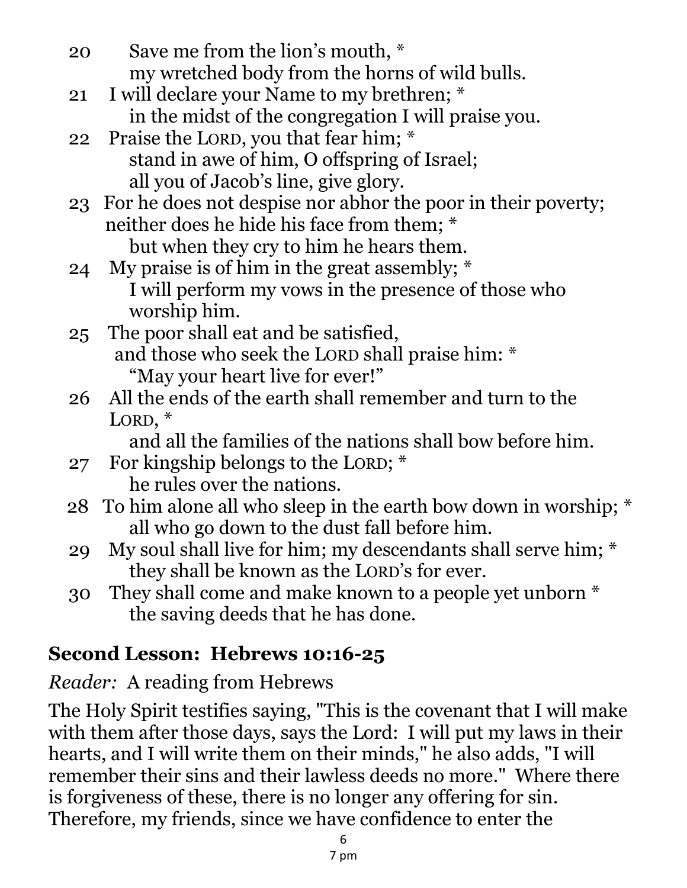20 Save me from the lion's mouth, *
  my wretched body from the horns of wild bulls.

21 I will declare your Name to my brethren; *
  in the midst of the congregation I will praise you.

22 Praise the LORD, you that fear him; *
  stand in awe of him, O offspring of Israel;
  all you of Jacob's line, give glory.

23 For he does not despise nor abhor the poor in their poverty;
 neither does he hide his face from them; *
  but when they cry to him he hears them.

24 My praise is of him in the great assembly; *
  I will perform my vows in the presence of those who worship him.

25 The poor shall eat and be satisfied,
 and those who seek the LORD shall praise him: *
  "May your heart live for ever!"

26 All the ends of the earth shall remember and turn to the LORD, *
  and all the families of the nations shall bow before him.

27 For kingship belongs to the LORD; *
  he rules over the nations.

28 To him alone all who sleep in the earth bow down in worship; *
  all who go down to the dust fall before him.

29 My soul shall live for him; my descendants shall serve him; *
  they shall be known as the LORD's for ever.

30 They shall come and make known to a people yet unborn *
  the saving deeds that he has done.

## Second Lesson: Hebrews 10:16-25

*Reader:* A reading from Hebrews

The Holy Spirit testifies saying, "This is the covenant that I will make with them after those days, says the Lord: I will put my laws in their hearts, and I will write them on their minds," he also adds, "I will remember their sins and their lawless deeds no more." Where there is forgiveness of these, there is no longer any offering for sin. Therefore, my friends, since we have confidence to enter the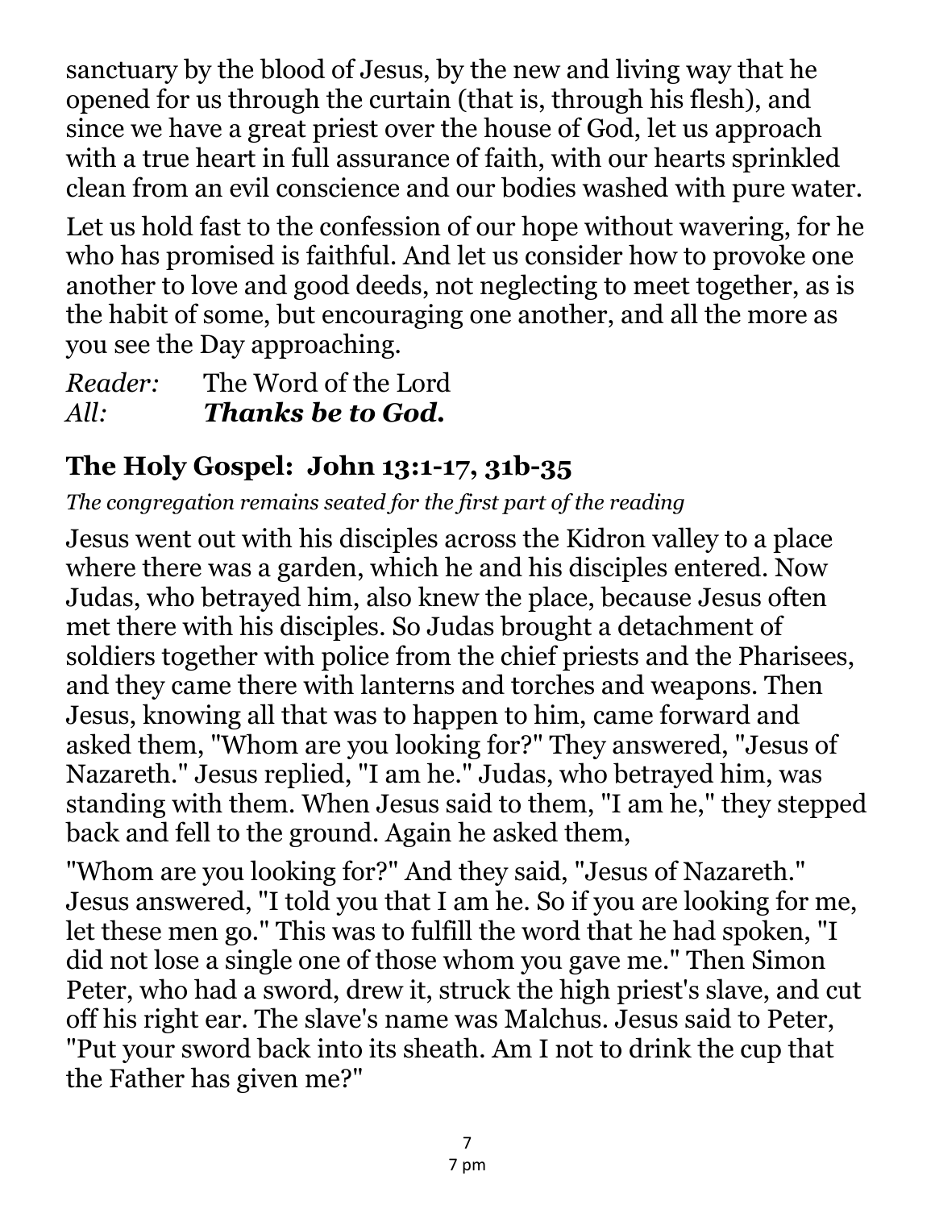sanctuary by the blood of Jesus, by the new and living way that he opened for us through the curtain (that is, through his flesh), and since we have a great priest over the house of God, let us approach with a true heart in full assurance of faith, with our hearts sprinkled clean from an evil conscience and our bodies washed with pure water.

Let us hold fast to the confession of our hope without wavering, for he who has promised is faithful. And let us consider how to provoke one another to love and good deeds, not neglecting to meet together, as is the habit of some, but encouraging one another, and all the more as you see the Day approaching.

*Reader:* The Word of the Lord
*All:* ***Thanks be to God.***

## The Holy Gospel: John 13:1-17, 31b-35

*The congregation remains seated for the first part of the reading*

Jesus went out with his disciples across the Kidron valley to a place where there was a garden, which he and his disciples entered. Now Judas, who betrayed him, also knew the place, because Jesus often met there with his disciples. So Judas brought a detachment of soldiers together with police from the chief priests and the Pharisees, and they came there with lanterns and torches and weapons. Then Jesus, knowing all that was to happen to him, came forward and asked them, "Whom are you looking for?" They answered, "Jesus of Nazareth." Jesus replied, "I am he." Judas, who betrayed him, was standing with them. When Jesus said to them, "I am he," they stepped back and fell to the ground. Again he asked them,

"Whom are you looking for?" And they said, "Jesus of Nazareth." Jesus answered, "I told you that I am he. So if you are looking for me, let these men go." This was to fulfill the word that he had spoken, "I did not lose a single one of those whom you gave me." Then Simon Peter, who had a sword, drew it, struck the high priest's slave, and cut off his right ear. The slave's name was Malchus. Jesus said to Peter, "Put your sword back into its sheath. Am I not to drink the cup that the Father has given me?"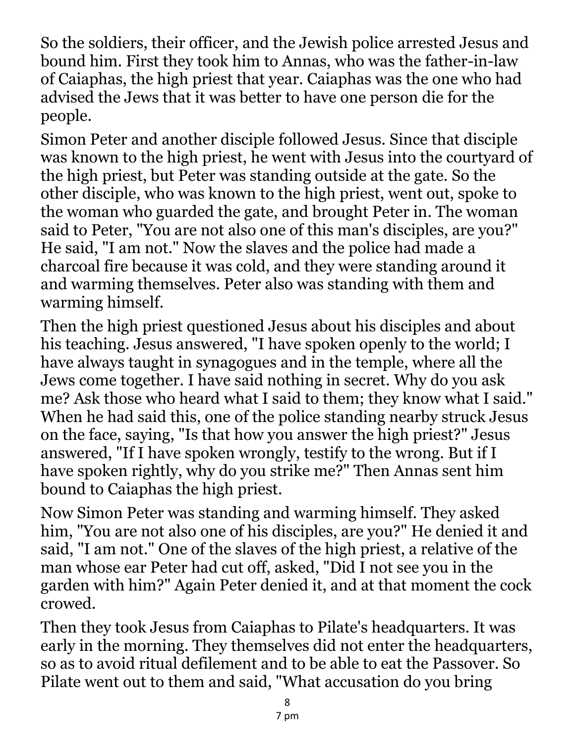So the soldiers, their officer, and the Jewish police arrested Jesus and bound him. First they took him to Annas, who was the father-in-law of Caiaphas, the high priest that year. Caiaphas was the one who had advised the Jews that it was better to have one person die for the people.

Simon Peter and another disciple followed Jesus. Since that disciple was known to the high priest, he went with Jesus into the courtyard of the high priest, but Peter was standing outside at the gate. So the other disciple, who was known to the high priest, went out, spoke to the woman who guarded the gate, and brought Peter in. The woman said to Peter, "You are not also one of this man's disciples, are you?" He said, "I am not." Now the slaves and the police had made a charcoal fire because it was cold, and they were standing around it and warming themselves. Peter also was standing with them and warming himself.

Then the high priest questioned Jesus about his disciples and about his teaching. Jesus answered, "I have spoken openly to the world; I have always taught in synagogues and in the temple, where all the Jews come together. I have said nothing in secret. Why do you ask me? Ask those who heard what I said to them; they know what I said." When he had said this, one of the police standing nearby struck Jesus on the face, saying, "Is that how you answer the high priest?" Jesus answered, "If I have spoken wrongly, testify to the wrong. But if I have spoken rightly, why do you strike me?" Then Annas sent him bound to Caiaphas the high priest.

Now Simon Peter was standing and warming himself. They asked him, "You are not also one of his disciples, are you?" He denied it and said, "I am not." One of the slaves of the high priest, a relative of the man whose ear Peter had cut off, asked, "Did I not see you in the garden with him?" Again Peter denied it, and at that moment the cock crowed.

Then they took Jesus from Caiaphas to Pilate's headquarters. It was early in the morning. They themselves did not enter the headquarters, so as to avoid ritual defilement and to be able to eat the Passover. So Pilate went out to them and said, "What accusation do you bring

7 pm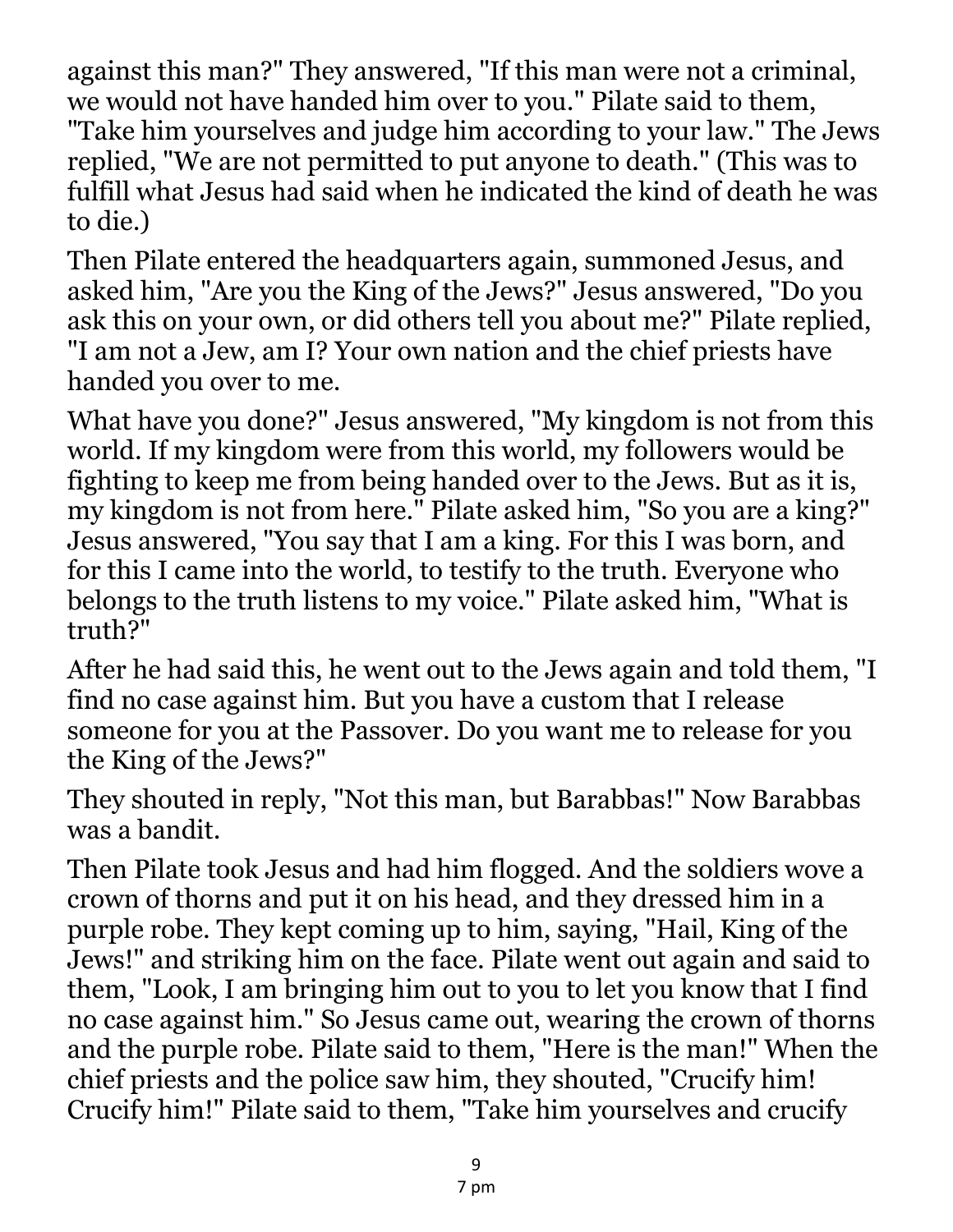against this man?" They answered, "If this man were not a criminal, we would not have handed him over to you." Pilate said to them, "Take him yourselves and judge him according to your law." The Jews replied, "We are not permitted to put anyone to death." (This was to fulfill what Jesus had said when he indicated the kind of death he was to die.)

Then Pilate entered the headquarters again, summoned Jesus, and asked him, "Are you the King of the Jews?" Jesus answered, "Do you ask this on your own, or did others tell you about me?" Pilate replied, "I am not a Jew, am I? Your own nation and the chief priests have handed you over to me.

What have you done?" Jesus answered, "My kingdom is not from this world. If my kingdom were from this world, my followers would be fighting to keep me from being handed over to the Jews. But as it is, my kingdom is not from here." Pilate asked him, "So you are a king?" Jesus answered, "You say that I am a king. For this I was born, and for this I came into the world, to testify to the truth. Everyone who belongs to the truth listens to my voice." Pilate asked him, "What is truth?"

After he had said this, he went out to the Jews again and told them, "I find no case against him. But you have a custom that I release someone for you at the Passover. Do you want me to release for you the King of the Jews?"

They shouted in reply, "Not this man, but Barabbas!" Now Barabbas was a bandit.

Then Pilate took Jesus and had him flogged. And the soldiers wove a crown of thorns and put it on his head, and they dressed him in a purple robe. They kept coming up to him, saying, "Hail, King of the Jews!" and striking him on the face. Pilate went out again and said to them, "Look, I am bringing him out to you to let you know that I find no case against him." So Jesus came out, wearing the crown of thorns and the purple robe. Pilate said to them, "Here is the man!" When the chief priests and the police saw him, they shouted, "Crucify him! Crucify him!" Pilate said to them, "Take him yourselves and crucify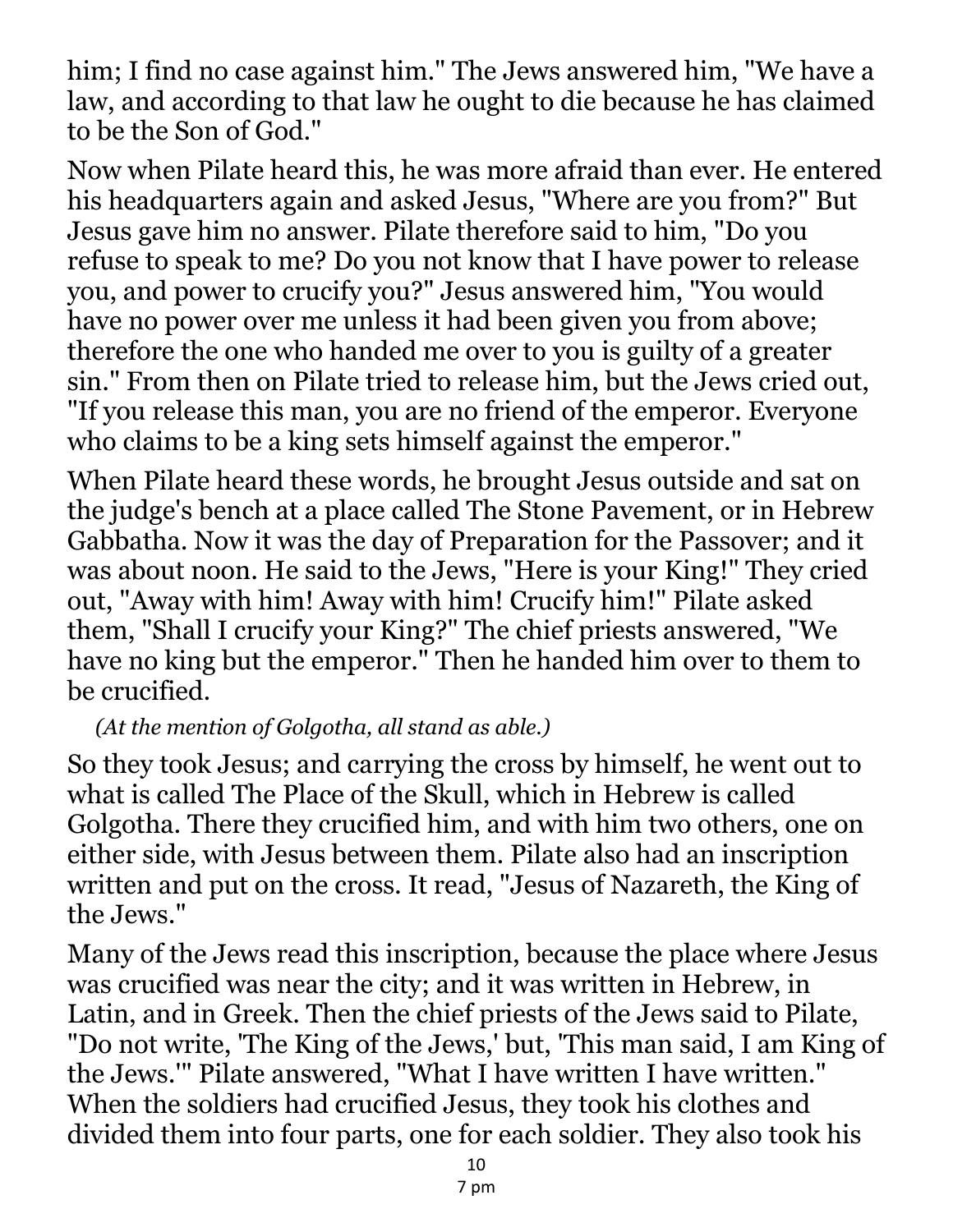him; I find no case against him." The Jews answered him, "We have a law, and according to that law he ought to die because he has claimed to be the Son of God."

Now when Pilate heard this, he was more afraid than ever. He entered his headquarters again and asked Jesus, "Where are you from?" But Jesus gave him no answer. Pilate therefore said to him, "Do you refuse to speak to me? Do you not know that I have power to release you, and power to crucify you?" Jesus answered him, "You would have no power over me unless it had been given you from above; therefore the one who handed me over to you is guilty of a greater sin." From then on Pilate tried to release him, but the Jews cried out, "If you release this man, you are no friend of the emperor. Everyone who claims to be a king sets himself against the emperor."

When Pilate heard these words, he brought Jesus outside and sat on the judge's bench at a place called The Stone Pavement, or in Hebrew Gabbatha. Now it was the day of Preparation for the Passover; and it was about noon. He said to the Jews, "Here is your King!" They cried out, "Away with him! Away with him! Crucify him!" Pilate asked them, "Shall I crucify your King?" The chief priests answered, "We have no king but the emperor." Then he handed him over to them to be crucified.

*(At the mention of Golgotha, all stand as able.)*

So they took Jesus; and carrying the cross by himself, he went out to what is called The Place of the Skull, which in Hebrew is called Golgotha. There they crucified him, and with him two others, one on either side, with Jesus between them. Pilate also had an inscription written and put on the cross. It read, "Jesus of Nazareth, the King of the Jews."

Many of the Jews read this inscription, because the place where Jesus was crucified was near the city; and it was written in Hebrew, in Latin, and in Greek. Then the chief priests of the Jews said to Pilate, "Do not write, 'The King of the Jews,' but, 'This man said, I am King of the Jews.'" Pilate answered, "What I have written I have written." When the soldiers had crucified Jesus, they took his clothes and divided them into four parts, one for each soldier. They also took his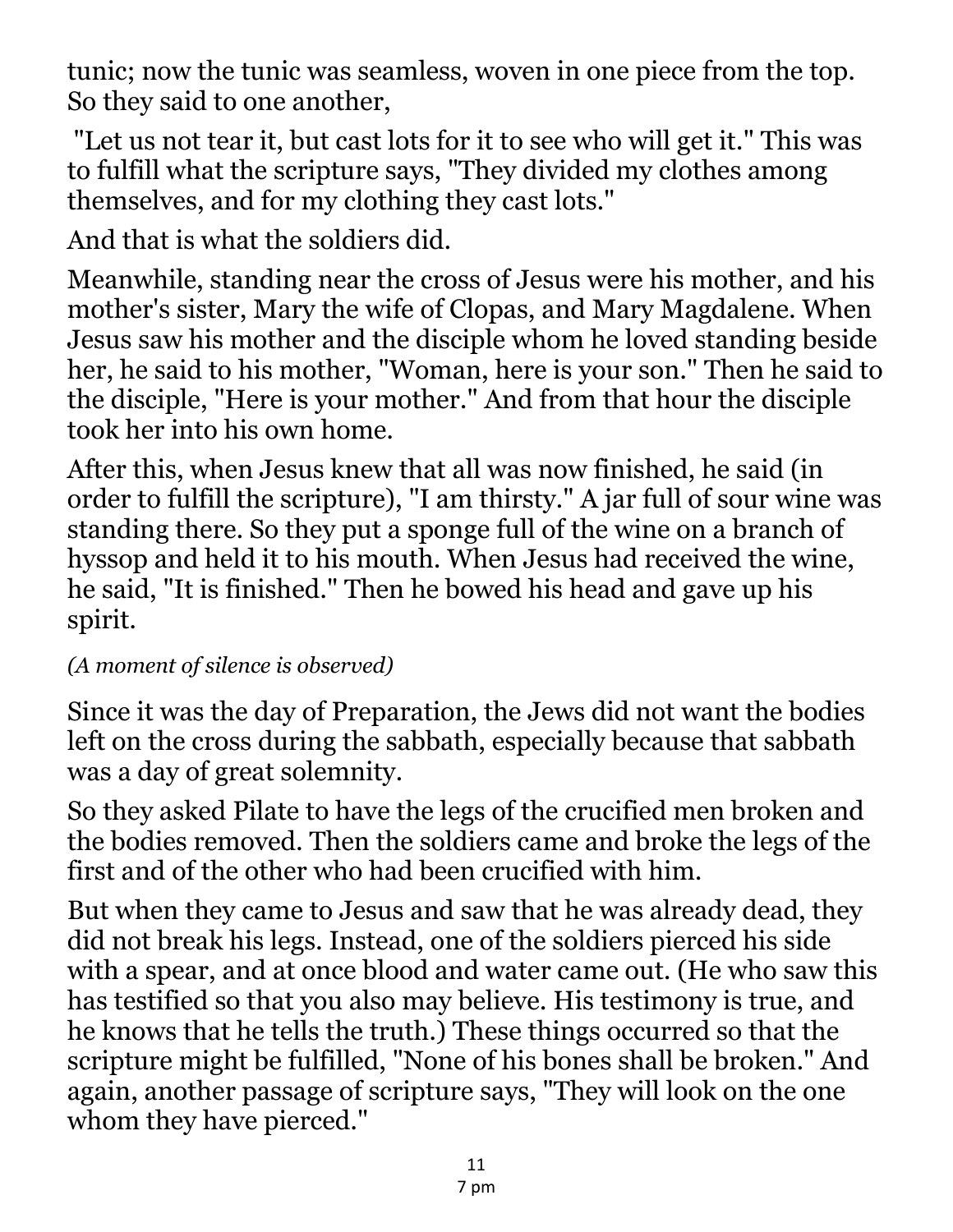tunic; now the tunic was seamless, woven in one piece from the top. So they said to one another,

"Let us not tear it, but cast lots for it to see who will get it." This was to fulfill what the scripture says, "They divided my clothes among themselves, and for my clothing they cast lots."

And that is what the soldiers did.

Meanwhile, standing near the cross of Jesus were his mother, and his mother's sister, Mary the wife of Clopas, and Mary Magdalene. When Jesus saw his mother and the disciple whom he loved standing beside her, he said to his mother, "Woman, here is your son." Then he said to the disciple, "Here is your mother." And from that hour the disciple took her into his own home.

After this, when Jesus knew that all was now finished, he said (in order to fulfill the scripture), "I am thirsty." A jar full of sour wine was standing there. So they put a sponge full of the wine on a branch of hyssop and held it to his mouth. When Jesus had received the wine, he said, "It is finished." Then he bowed his head and gave up his spirit.

*(A moment of silence is observed)*

Since it was the day of Preparation, the Jews did not want the bodies left on the cross during the sabbath, especially because that sabbath was a day of great solemnity.

So they asked Pilate to have the legs of the crucified men broken and the bodies removed. Then the soldiers came and broke the legs of the first and of the other who had been crucified with him.

But when they came to Jesus and saw that he was already dead, they did not break his legs. Instead, one of the soldiers pierced his side with a spear, and at once blood and water came out. (He who saw this has testified so that you also may believe. His testimony is true, and he knows that he tells the truth.) These things occurred so that the scripture might be fulfilled, "None of his bones shall be broken." And again, another passage of scripture says, "They will look on the one whom they have pierced."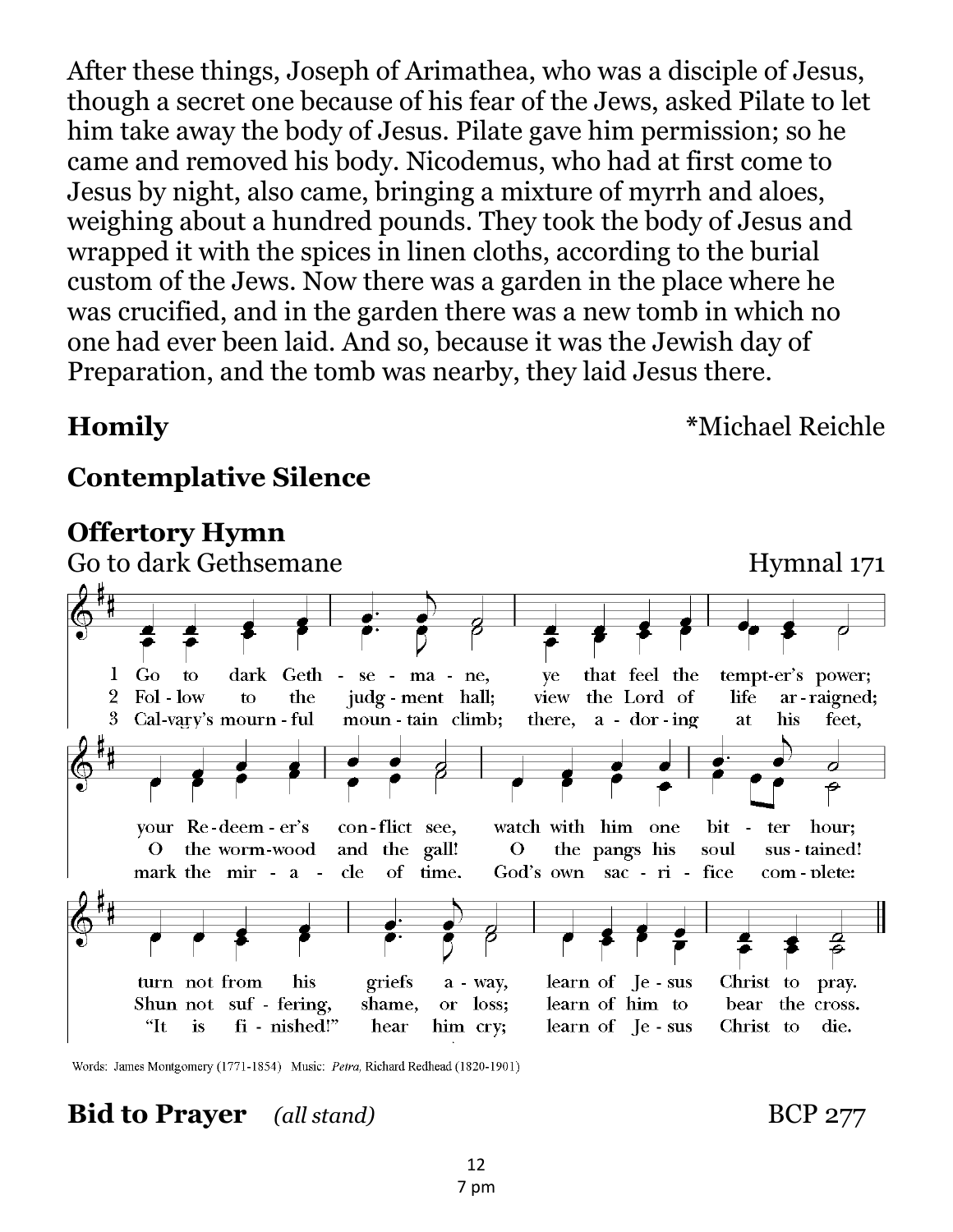After these things, Joseph of Arimathea, who was a disciple of Jesus, though a secret one because of his fear of the Jews, asked Pilate to let him take away the body of Jesus. Pilate gave him permission; so he came and removed his body. Nicodemus, who had at first come to Jesus by night, also came, bringing a mixture of myrrh and aloes, weighing about a hundred pounds. They took the body of Jesus and wrapped it with the spices in linen cloths, according to the burial custom of the Jews. Now there was a garden in the place where he was crucified, and in the garden there was a new tomb in which no one had ever been laid. And so, because it was the Jewish day of Preparation, and the tomb was nearby, they laid Jesus there.

**Homily** *Michael Reichle

**Contemplative Silence**

**Offertory Hymn**

Go to dark Gethsemane Hymnal 171

1 Go to dark Geth-se-ma-ne, ye that feel the tempt-er's power; your Re-deem-er's con-flict see, watch with him one bit-ter hour; turn not from his griefs a-way, learn of Je-sus Christ to pray.

2 Fol-low to the judg-ment hall; view the Lord of life ar-raigned; O the worm-wood and the gall! O the pangs his soul sus-tained! Shun not suf-fering, shame, or loss; learn of him to bear the cross.

3 Cal-vary's mourn-ful moun-tain climb; there, a-dor-ing at his feet, mark the mir-a-cle of time, God's own sac-ri-fice com-plete: "It is fi-nished!" hear him cry; learn of Je-sus Christ to die.

Words: James Montgomery (1771-1854) Music: *Petra*, Richard Redhead (1820-1901)

**Bid to Prayer** *(all stand)* BCP 277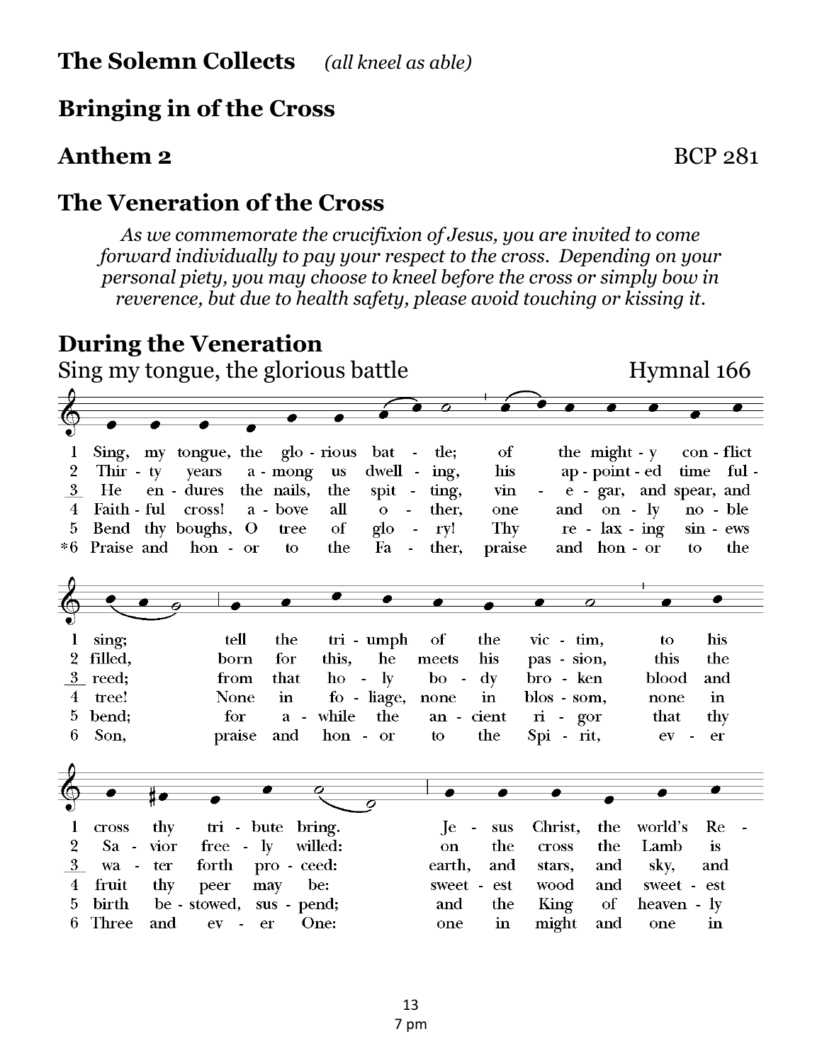## The Solemn Collects *(all kneel as able)*

## Bringing in of the Cross

## Anthem 2 BCP 281

## The Veneration of the Cross

*As we commemorate the crucifixion of Jesus, you are invited to come forward individually to pay your respect to the cross. Depending on your personal piety, you may choose to kneel before the cross or simply bow in reverence, but due to health safety, please avoid touching or kissing it.*

## During the Veneration

Sing my tongue, the glorious battle Hymnal 166

1 Sing, my tongue, the glo - rious bat - tle; of the might - y con - flict sing; tell the tri - umph of the vic - tim, to his cross thy tri - bute bring. Je - sus Christ, the world's Re -

2 Thir - ty years a - mong us dwell - ing, his ap - point - ed time ful - filled, born for this, he meets his pas - sion, this the Sa - vior free - ly willed: on the cross the Lamb is

3 He en - dures the nails, the spit - ting, vin - e - gar, and spear, and reed; from that ho - ly bo - dy bro - ken blood and wa - ter forth pro - ceed: earth, and stars, and sky, and

4 Faith - ful cross! a - bove all o - ther, one and on - ly no - ble tree! None in fo - liage, none in blos - som, none in fruit thy peer may be: sweet - est wood and sweet - est

5 Bend thy boughs, O tree of glo - ry! Thy re - lax - ing sin - ews bend; for a - while the an - cient ri - gor that thy birth be - stowed, sus - pend; and the King of heaven - ly

*6 Praise and hon - or to the Fa - ther, praise and hon - or to the Son, praise and hon - or to the Spi - rit, ev - er Three and ev - er One: one in might and one in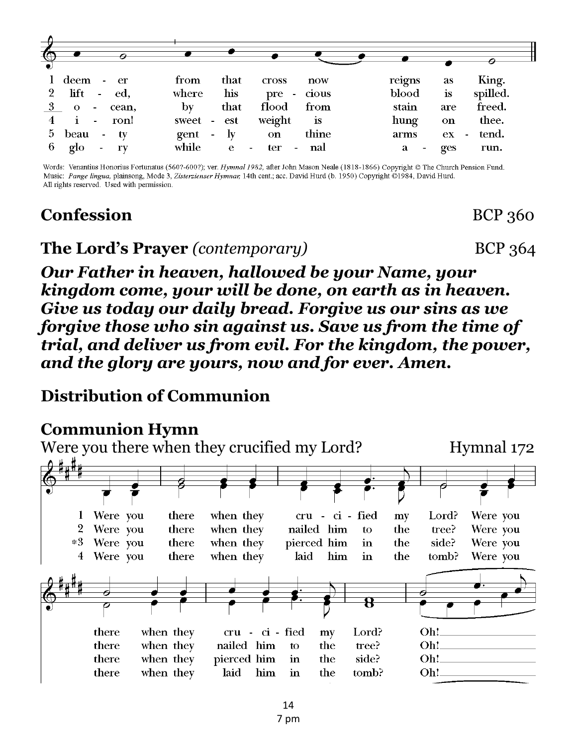1 deem - er from that cross now reigns as King.
2 lift - ed, where his pre - cious blood is spilled.
3 o - cean, by that flood from stain are freed.
4 i - ron! sweet - est weight is hung on thee.
5 beau - ty gent - ly on thine arms ex - tend.
6 glo - ry while e - ter - nal a - ges run.

Words: Venantius Honorius Fortunatus (560?-600?); ver. *Hymnal 1982,* after John Mason Neale (1818-1866) Copyright © The Church Pension Fund.
Music: *Pange lingua,* plainsong, Mode 3, *Zisterzienser Hymnar,* 14th cent.; acc. David Hurd (b. 1950) Copyright ©1984, David Hurd.
All rights reserved. Used with permission.

## Confession BCP 360

## The Lord's Prayer *(contemporary)* BCP 364

***Our Father in heaven, hallowed be your Name, your kingdom come, your will be done, on earth as in heaven. Give us today our daily bread. Forgive us our sins as we forgive those who sin against us. Save us from the time of trial, and deliver us from evil. For the kingdom, the power, and the glory are yours, now and for ever. Amen.***

## Distribution of Communion

## Communion Hymn

Were you there when they crucified my Lord? Hymnal 172

1 Were you there when they cru - ci - fied my Lord? Were you there when they cru - ci - fied my Lord? Oh!
2 Were you there when they nailed him to the tree? Were you there when they nailed him to the tree? Oh!
*3 Were you there when they pierced him in the side? Were you there when they pierced him in the side? Oh!
4 Were you there when they laid him in the tomb? Were you there when they laid him in the tomb? Oh!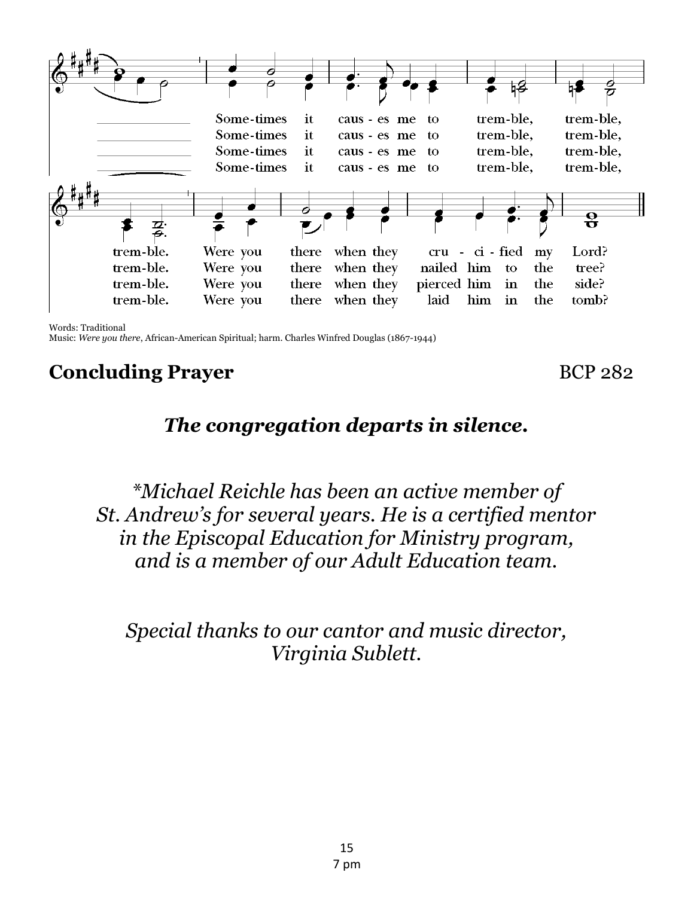Some-times it caus-es me to trem-ble, trem-ble, trem-ble.
Were you there when they cru-ci-fied my Lord?

Some-times it caus-es me to trem-ble, trem-ble, trem-ble.
Were you there when they nailed him to the tree?

Some-times it caus-es me to trem-ble, trem-ble, trem-ble.
Were you there when they pierced him in the side?

Some-times it caus-es me to trem-ble, trem-ble, trem-ble.
Were you there when they laid him in the tomb?

Words: Traditional
Music: *Were you there*, African-American Spiritual; harm. Charles Winfred Douglas (1867-1944)

## Concluding Prayer BCP 282

***The congregation departs in silence.***

*\*Michael Reichle has been an active member of St. Andrew's for several years. He is a certified mentor in the Episcopal Education for Ministry program, and is a member of our Adult Education team.*

*Special thanks to our cantor and music director, Virginia Sublett.*

7 pm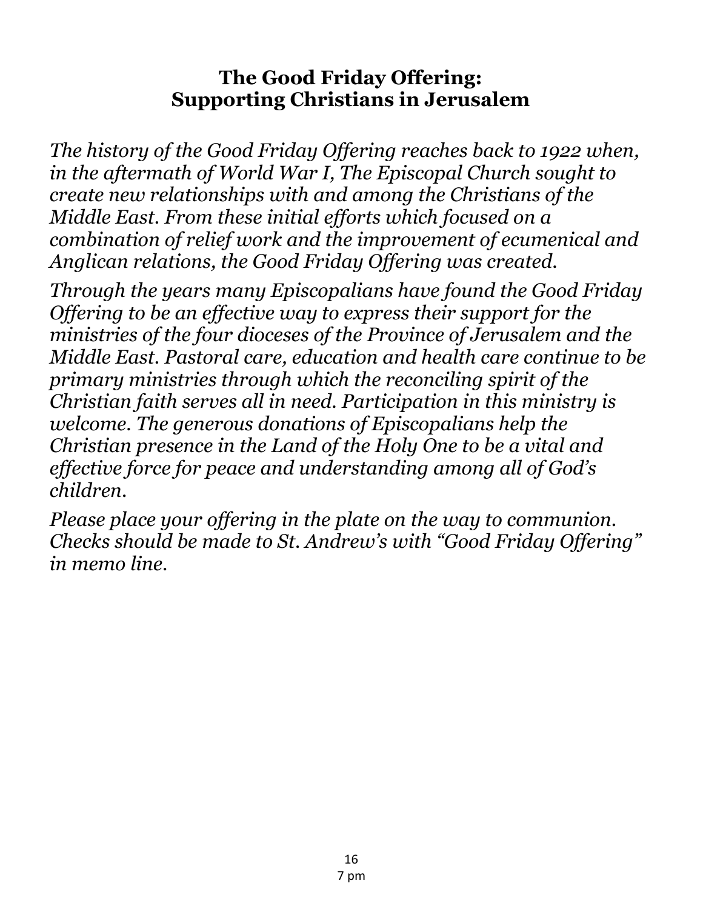## **The Good Friday Offering: Supporting Christians in Jerusalem**

*The history of the Good Friday Offering reaches back to 1922 when, in the aftermath of World War I, The Episcopal Church sought to create new relationships with and among the Christians of the Middle East. From these initial efforts which focused on a combination of relief work and the improvement of ecumenical and Anglican relations, the Good Friday Offering was created.*

*Through the years many Episcopalians have found the Good Friday Offering to be an effective way to express their support for the ministries of the four dioceses of the Province of Jerusalem and the Middle East. Pastoral care, education and health care continue to be primary ministries through which the reconciling spirit of the Christian faith serves all in need. Participation in this ministry is welcome. The generous donations of Episcopalians help the Christian presence in the Land of the Holy One to be a vital and effective force for peace and understanding among all of God's children.*

*Please place your offering in the plate on the way to communion. Checks should be made to St. Andrew's with "Good Friday Offering" in memo line.*

7 pm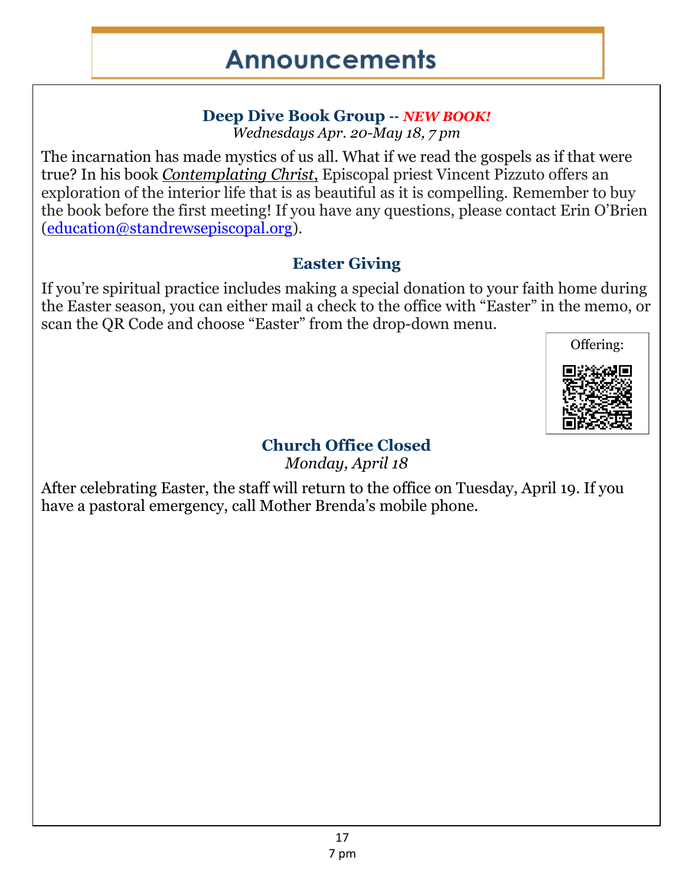# Announcements

### Deep Dive Book Group -- *NEW BOOK!*

*Wednesdays Apr. 20-May 18, 7 pm*

The incarnation has made mystics of us all. What if we read the gospels as if that were true? In his book *Contemplating Christ*, Episcopal priest Vincent Pizzuto offers an exploration of the interior life that is as beautiful as it is compelling. Remember to buy the book before the first meeting! If you have any questions, please contact Erin O'Brien (education@standrewsepiscopal.org).

### Easter Giving

If you're spiritual practice includes making a special donation to your faith home during the Easter season, you can either mail a check to the office with "Easter" in the memo, or scan the QR Code and choose "Easter" from the drop-down menu.

Offering:

### Church Office Closed

*Monday, April 18*

After celebrating Easter, the staff will return to the office on Tuesday, April 19. If you have a pastoral emergency, call Mother Brenda's mobile phone.

7 pm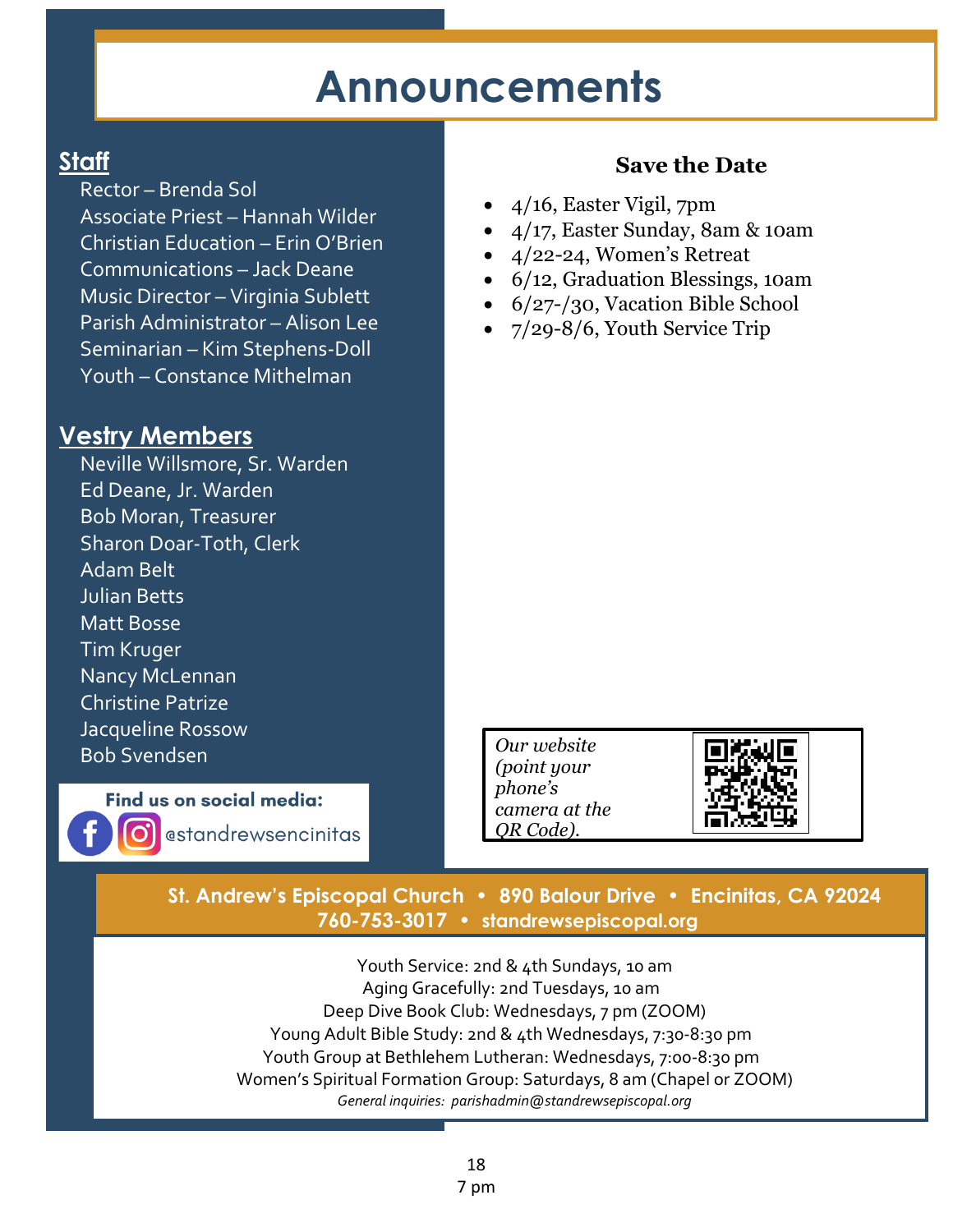# Announcements

## Staff

Rector – Brenda Sol
Associate Priest – Hannah Wilder
Christian Education – Erin O'Brien
Communications – Jack Deane
Music Director – Virginia Sublett
Parish Administrator – Alison Lee
Seminarian – Kim Stephens-Doll
Youth – Constance Mithelman

## Vestry Members

Neville Willsmore, Sr. Warden
Ed Deane, Jr. Warden
Bob Moran, Treasurer
Sharon Doar-Toth, Clerk
Adam Belt
Julian Betts
Matt Bosse
Tim Kruger
Nancy McLennan
Christine Patrize
Jacqueline Rossow
Bob Svendsen

Find us on social media:
@standrewsencinitas

### Save the Date

- 4/16, Easter Vigil, 7pm
- 4/17, Easter Sunday, 8am & 10am
- 4/22-24, Women's Retreat
- 6/12, Graduation Blessings, 10am
- 6/27-/30, Vacation Bible School
- 7/29-8/6, Youth Service Trip

*Our website (point your phone's camera at the QR Code).*

**St. Andrew's Episcopal Church • 890 Balour Drive • Encinitas, CA 92024**
**760-753-3017 • standrewsepiscopal.org**

Youth Service: 2nd & 4th Sundays, 10 am
Aging Gracefully: 2nd Tuesdays, 10 am
Deep Dive Book Club: Wednesdays, 7 pm (ZOOM)
Young Adult Bible Study: 2nd & 4th Wednesdays, 7:30-8:30 pm
Youth Group at Bethlehem Lutheran: Wednesdays, 7:00-8:30 pm
Women's Spiritual Formation Group: Saturdays, 8 am (Chapel or ZOOM)
*General inquiries: parishadmin@standrewsepiscopal.org*

7 pm